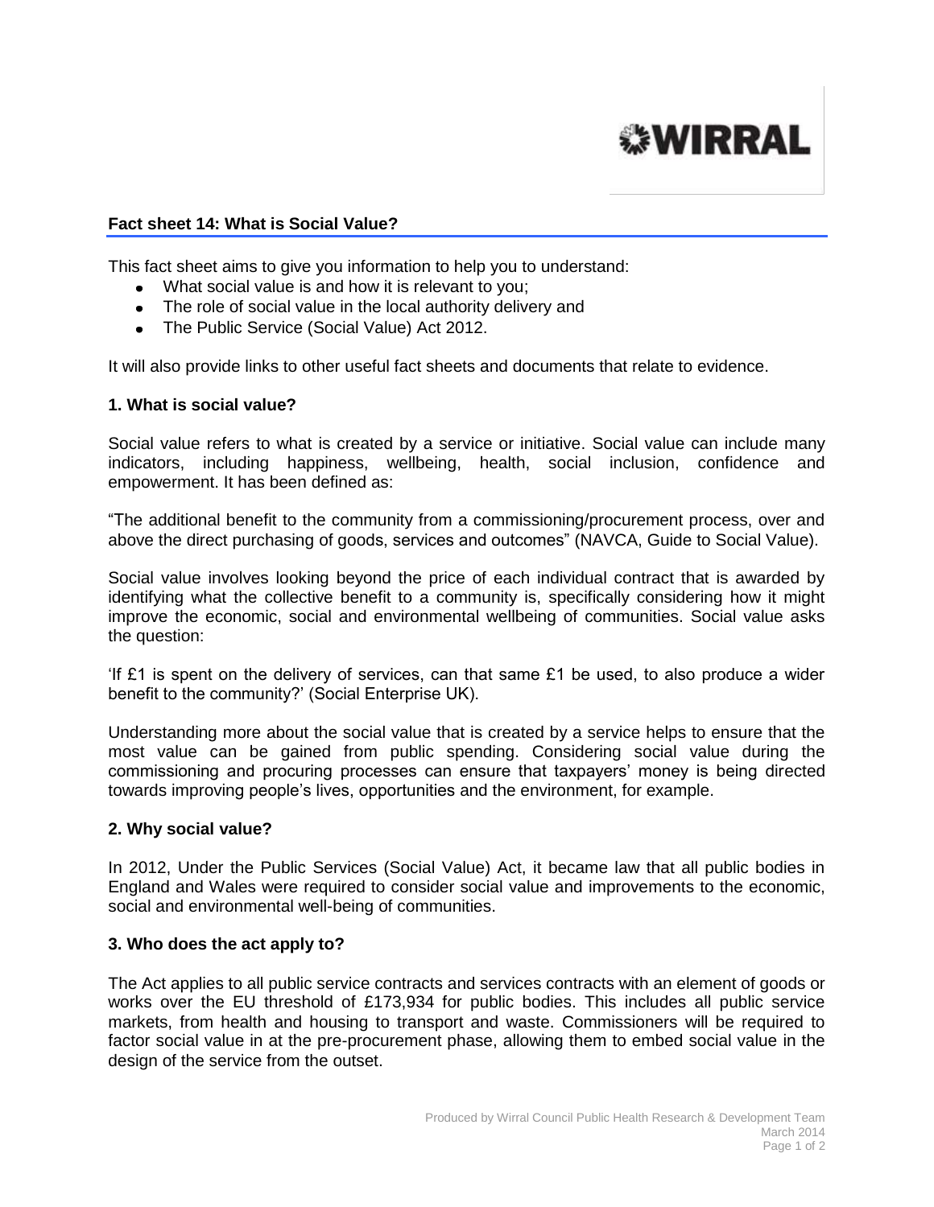WIRRAL

## Fact sheet 14: What is Social Value?

This fact sheet aims to give you information to help you to understand:

- What social value is and how it is relevant to you;
- The role of social value in the local authority delivery and
- The Public Service (Social Value) Act 2012.

It will also provide links to other useful fact sheets and documents that relate to evidence.

### 1. What is social value?

Social value refers to what is created by a service or initiative. Social value can include many indicators, including happiness, wellbeing, health, social inclusion, confidence and empowerment. It has been defined as:

"The additional benefit to the community from a commissioning/procurement process, over and above the direct purchasing of goods, services and outcomes" (NAVCA, Guide to Social Value).

Social value involves looking beyond the price of each individual contract that is awarded by identifying what the collective benefit to a community is, specifically considering how it might improve the economic, social and environmental wellbeing of communities. Social value asks the question:

'If £1 is spent on the delivery of services, can that same £1 be used, to also produce a wider benefit to the community?' (Social Enterprise UK).

Understanding more about the social value that is created by a service helps to ensure that the most value can be gained from public spending. Considering social value during the commissioning and procuring processes can ensure that taxpayers' money is being directed towards improving people's lives, opportunities and the environment, for example.

### 2. Why social value?

In 2012, Under the Public Services (Social Value) Act, it became law that all public bodies in England and Wales were required to consider social value and improvements to the economic, social and environmental well-being of communities.

### 3. Who does the act apply to?

The Act applies to all public service contracts and services contracts with an element of goods or works over the EU threshold of £173,934 for public bodies. This includes all public service markets, from health and housing to transport and waste. Commissioners will be required to factor social value in at the pre-procurement phase, allowing them to embed social value in the design of the service from the outset.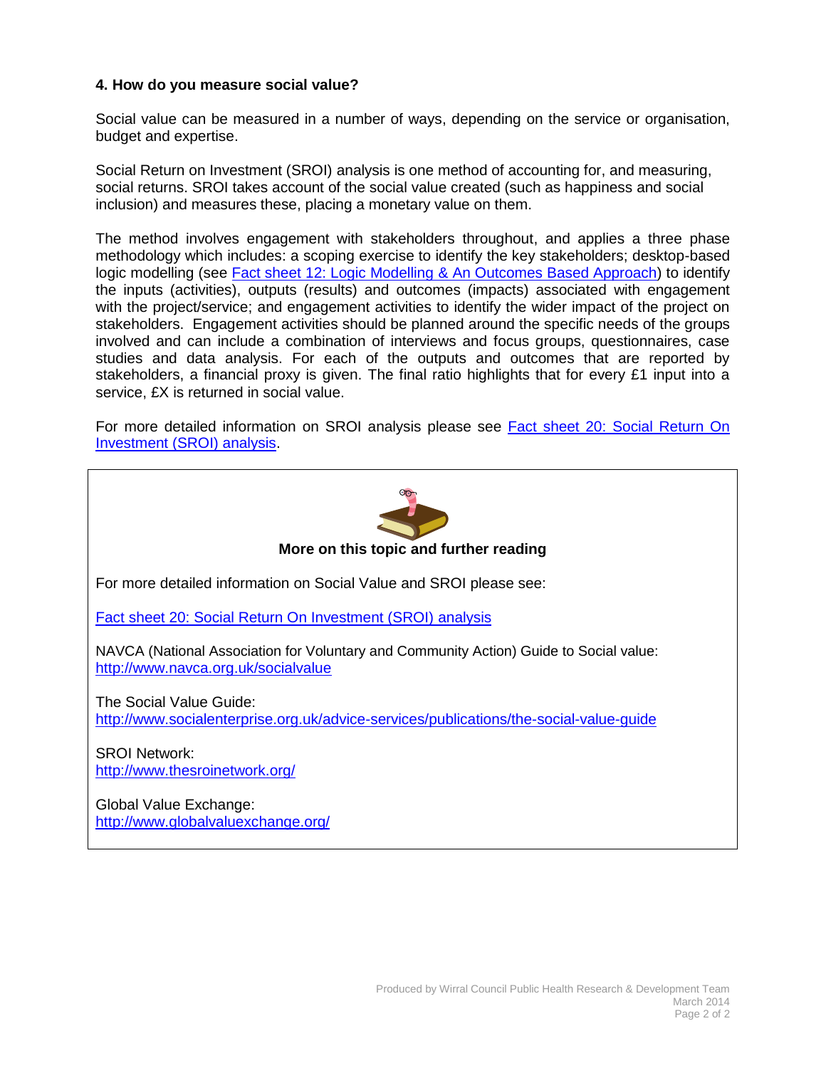### 4. How do you measure social value?

Social value can be measured in a number of ways, depending on the service or organisation, budget and expertise.

Social Return on Investment (SROI) analysis is one method of accounting for, and measuring, social returns. SROI takes account of the social value created (such as happiness and social inclusion) and measures these, placing a monetary value on them.

The method involves engagement with stakeholders throughout, and applies a three phase methodology which includes: a scoping exercise to identify the key stakeholders; desktop-based logic modelling (see [Fact sheet 12: Logic Modelling & An Outcomes Based Approach]) to identify the inputs (activities), outputs (results) and outcomes (impacts) associated with engagement with the project/service; and engagement activities to identify the wider impact of the project on stakeholders. Engagement activities should be planned around the specific needs of the groups involved and can include a combination of interviews and focus groups, questionnaires, case studies and data analysis. For each of the outputs and outcomes that are reported by stakeholders, a financial proxy is given. The final ratio highlights that for every £1 input into a service, £X is returned in social value.

For more detailed information on SROI analysis please see [Fact sheet 20: Social Return On Investment (SROI) analysis].

**More on this topic and further reading**

For more detailed information on Social Value and SROI please see:

[Fact sheet 20: Social Return On Investment (SROI) analysis]

NAVCA (National Association for Voluntary and Community Action) Guide to Social value:
http://www.navca.org.uk/socialvalue

The Social Value Guide:
http://www.socialenterprise.org.uk/advice-services/publications/the-social-value-guide

SROI Network:
http://www.thesroinetwork.org/

Global Value Exchange:
http://www.globalvaluexchange.org/

Produced by Wirral Council Public Health Research & Development Team
March 2014